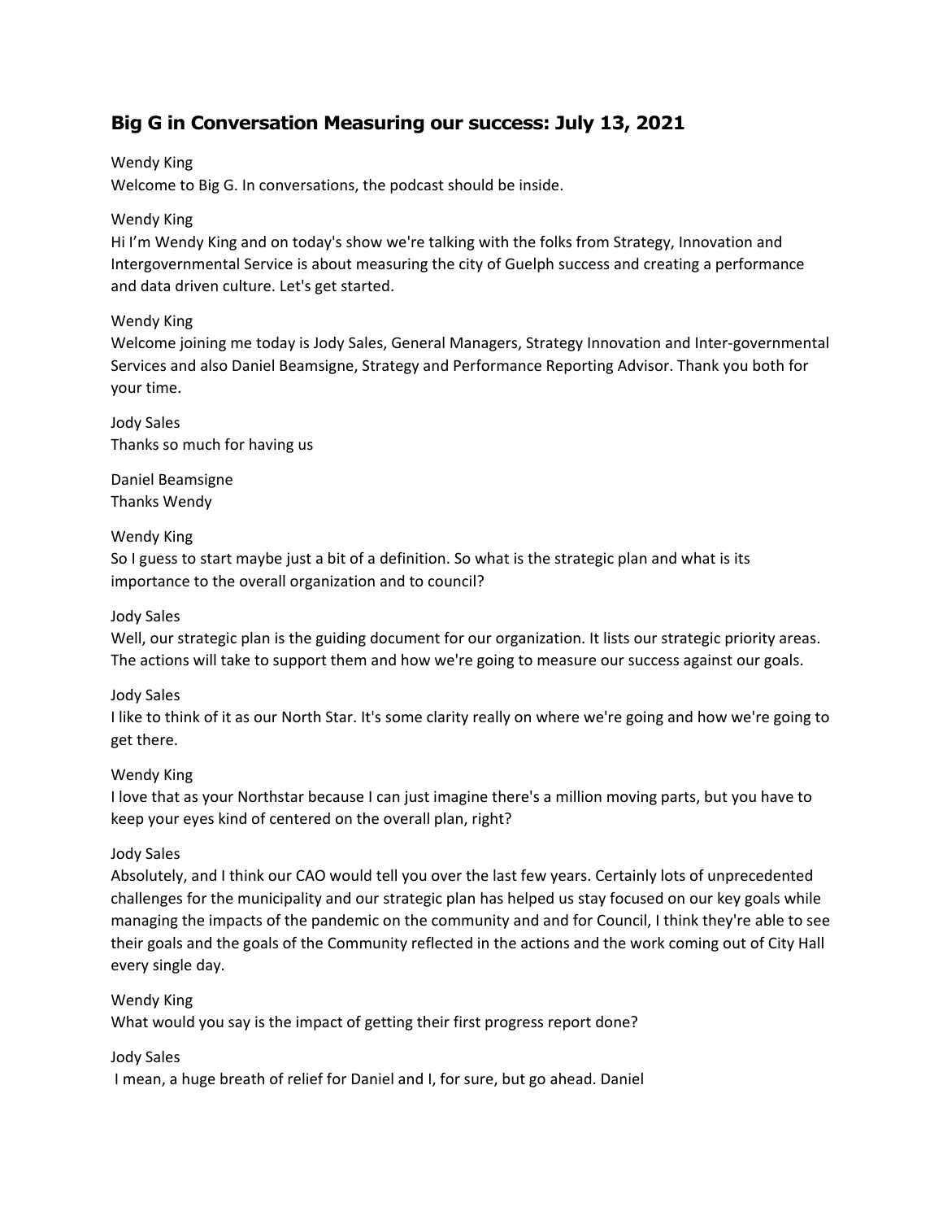## Big G in Conversation Measuring our success: July 13, 2021

Wendy King
Welcome to Big G. In conversations, the podcast should be inside.

Wendy King
Hi I'm Wendy King and on today's show we're talking with the folks from Strategy, Innovation and Intergovernmental Service is about measuring the city of Guelph success and creating a performance and data driven culture. Let's get started.

Wendy King
Welcome joining me today is Jody Sales, General Managers, Strategy Innovation and Inter-governmental Services and also Daniel Beamsigne, Strategy and Performance Reporting Advisor. Thank you both for your time.

Jody Sales
Thanks so much for having us

Daniel Beamsigne
Thanks Wendy

Wendy King
So I guess to start maybe just a bit of a definition. So what is the strategic plan and what is its importance to the overall organization and to council?

Jody Sales
Well, our strategic plan is the guiding document for our organization. It lists our strategic priority areas. The actions will take to support them and how we're going to measure our success against our goals.

Jody Sales
I like to think of it as our North Star. It's some clarity really on where we're going and how we're going to get there.

Wendy King
I love that as your Northstar because I can just imagine there's a million moving parts, but you have to keep your eyes kind of centered on the overall plan, right?

Jody Sales
Absolutely, and I think our CAO would tell you over the last few years. Certainly lots of unprecedented challenges for the municipality and our strategic plan has helped us stay focused on our key goals while managing the impacts of the pandemic on the community and and for Council, I think they're able to see their goals and the goals of the Community reflected in the actions and the work coming out of City Hall every single day.

Wendy King
What would you say is the impact of getting their first progress report done?

Jody Sales
I mean, a huge breath of relief for Daniel and I, for sure, but go ahead. Daniel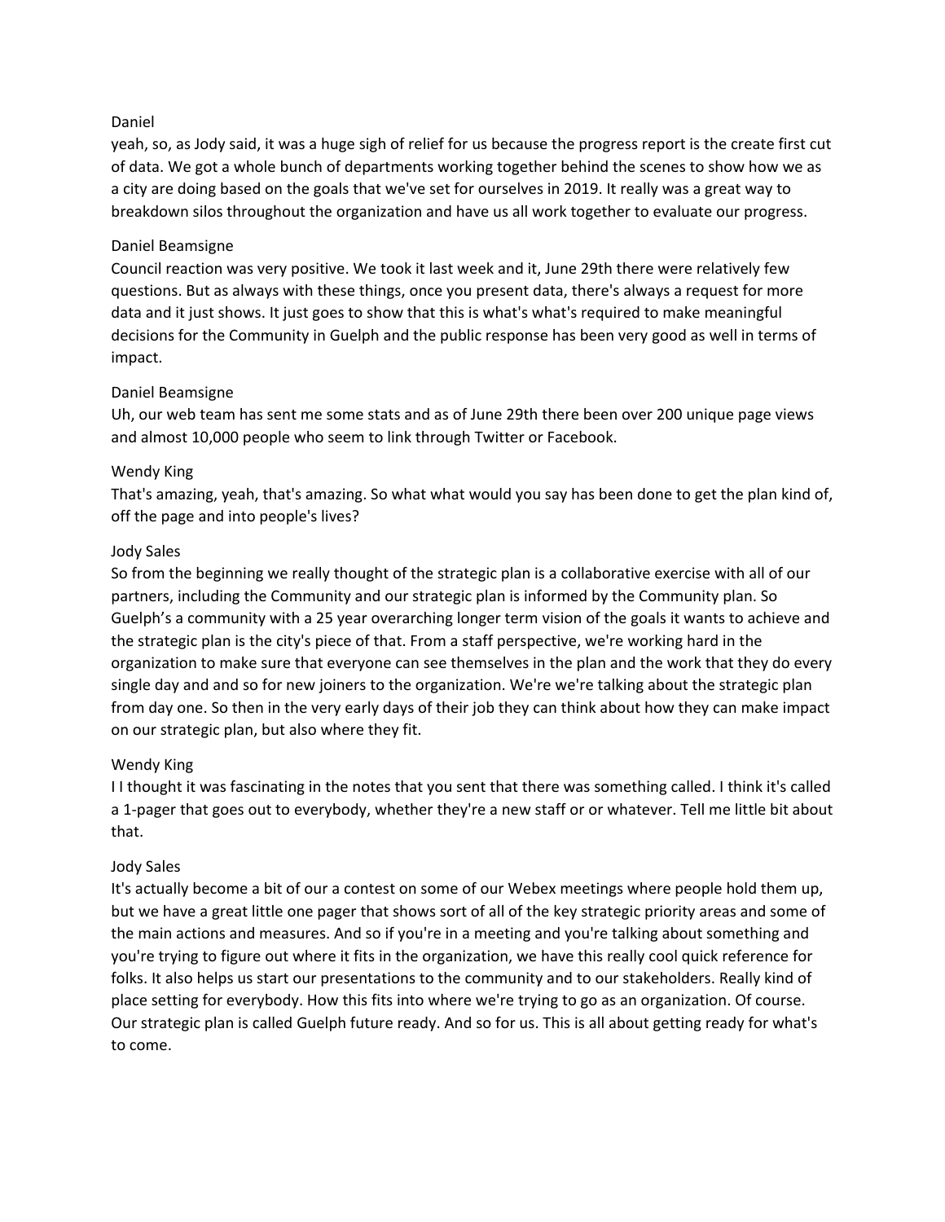Daniel

yeah, so, as Jody said, it was a huge sigh of relief for us because the progress report is the create first cut of data. We got a whole bunch of departments working together behind the scenes to show how we as a city are doing based on the goals that we've set for ourselves in 2019. It really was a great way to breakdown silos throughout the organization and have us all work together to evaluate our progress.

Daniel Beamsigne

Council reaction was very positive. We took it last week and it, June 29th there were relatively few questions. But as always with these things, once you present data, there's always a request for more data and it just shows. It just goes to show that this is what's what's required to make meaningful decisions for the Community in Guelph and the public response has been very good as well in terms of impact.

Daniel Beamsigne

Uh, our web team has sent me some stats and as of June 29th there been over 200 unique page views and almost 10,000 people who seem to link through Twitter or Facebook.

Wendy King

That's amazing, yeah, that's amazing. So what what would you say has been done to get the plan kind of, off the page and into people's lives?

Jody Sales

So from the beginning we really thought of the strategic plan is a collaborative exercise with all of our partners, including the Community and our strategic plan is informed by the Community plan. So Guelph's a community with a 25 year overarching longer term vision of the goals it wants to achieve and the strategic plan is the city's piece of that. From a staff perspective, we're working hard in the organization to make sure that everyone can see themselves in the plan and the work that they do every single day and and so for new joiners to the organization. We're we're talking about the strategic plan from day one. So then in the very early days of their job they can think about how they can make impact on our strategic plan, but also where they fit.

Wendy King

I I thought it was fascinating in the notes that you sent that there was something called. I think it's called a 1-pager that goes out to everybody, whether they're a new staff or or whatever. Tell me little bit about that.

Jody Sales

It's actually become a bit of our a contest on some of our Webex meetings where people hold them up, but we have a great little one pager that shows sort of all of the key strategic priority areas and some of the main actions and measures. And so if you're in a meeting and you're talking about something and you're trying to figure out where it fits in the organization, we have this really cool quick reference for folks. It also helps us start our presentations to the community and to our stakeholders. Really kind of place setting for everybody. How this fits into where we're trying to go as an organization. Of course. Our strategic plan is called Guelph future ready. And so for us. This is all about getting ready for what's to come.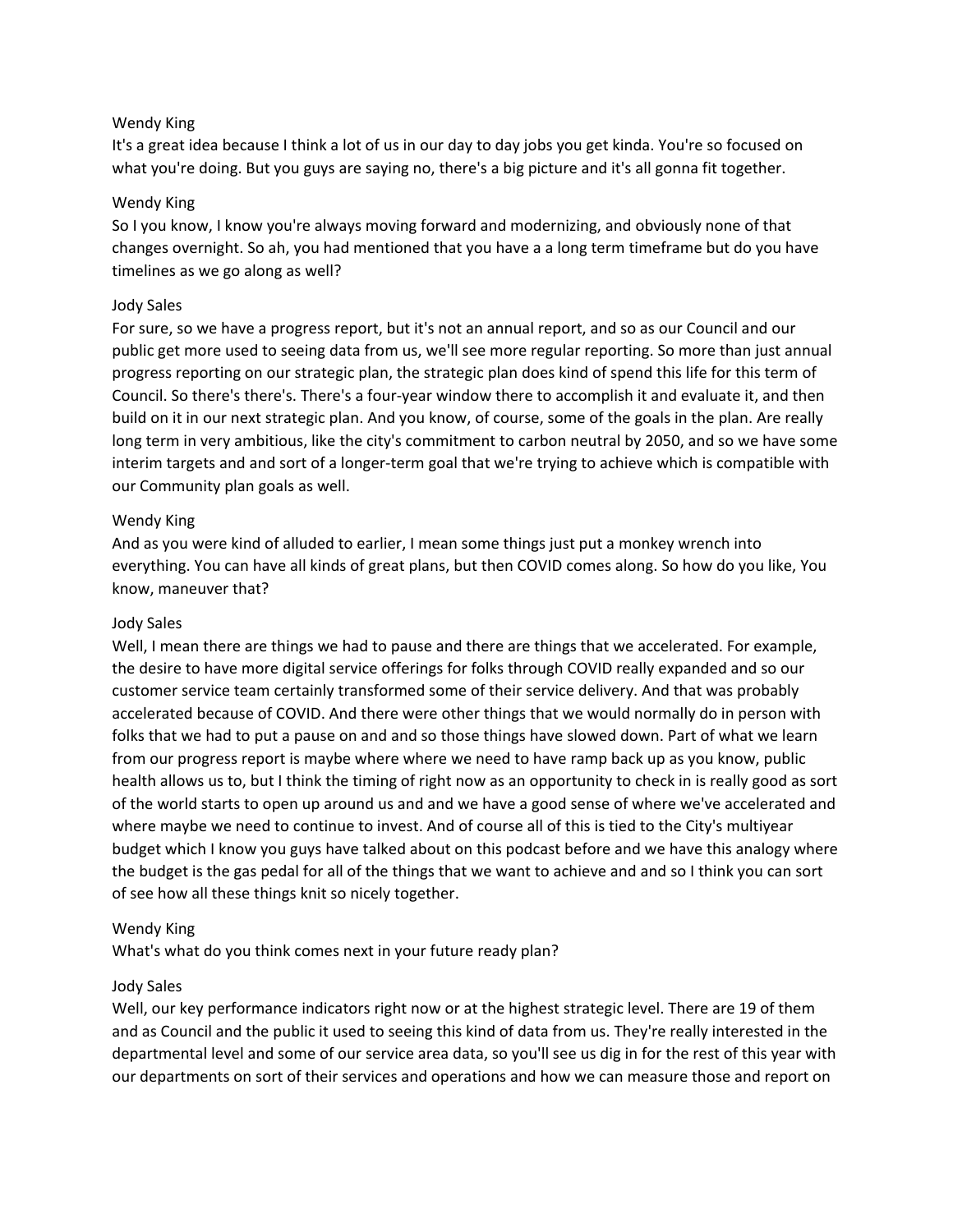Wendy King
It's a great idea because I think a lot of us in our day to day jobs you get kinda. You're so focused on what you're doing. But you guys are saying no, there's a big picture and it's all gonna fit together.

Wendy King
So I you know, I know you're always moving forward and modernizing, and obviously none of that changes overnight. So ah, you had mentioned that you have a a long term timeframe but do you have timelines as we go along as well?

Jody Sales
For sure, so we have a progress report, but it's not an annual report, and so as our Council and our public get more used to seeing data from us, we'll see more regular reporting. So more than just annual progress reporting on our strategic plan, the strategic plan does kind of spend this life for this term of Council. So there's there's. There's a four-year window there to accomplish it and evaluate it, and then build on it in our next strategic plan. And you know, of course, some of the goals in the plan. Are really long term in very ambitious, like the city's commitment to carbon neutral by 2050, and so we have some interim targets and and sort of a longer-term goal that we're trying to achieve which is compatible with our Community plan goals as well.

Wendy King
And as you were kind of alluded to earlier, I mean some things just put a monkey wrench into everything. You can have all kinds of great plans, but then COVID comes along. So how do you like, You know, maneuver that?

Jody Sales
Well, I mean there are things we had to pause and there are things that we accelerated. For example, the desire to have more digital service offerings for folks through COVID really expanded and so our customer service team certainly transformed some of their service delivery. And that was probably accelerated because of COVID. And there were other things that we would normally do in person with folks that we had to put a pause on and and so those things have slowed down. Part of what we learn from our progress report is maybe where where we need to have ramp back up as you know, public health allows us to, but I think the timing of right now as an opportunity to check in is really good as sort of the world starts to open up around us and and we have a good sense of where we've accelerated and where maybe we need to continue to invest. And of course all of this is tied to the City's multiyear budget which I know you guys have talked about on this podcast before and we have this analogy where the budget is the gas pedal for all of the things that we want to achieve and and so I think you can sort of see how all these things knit so nicely together.

Wendy King
What's what do you think comes next in your future ready plan?

Jody Sales
Well, our key performance indicators right now or at the highest strategic level. There are 19 of them and as Council and the public it used to seeing this kind of data from us. They're really interested in the departmental level and some of our service area data, so you'll see us dig in for the rest of this year with our departments on sort of their services and operations and how we can measure those and report on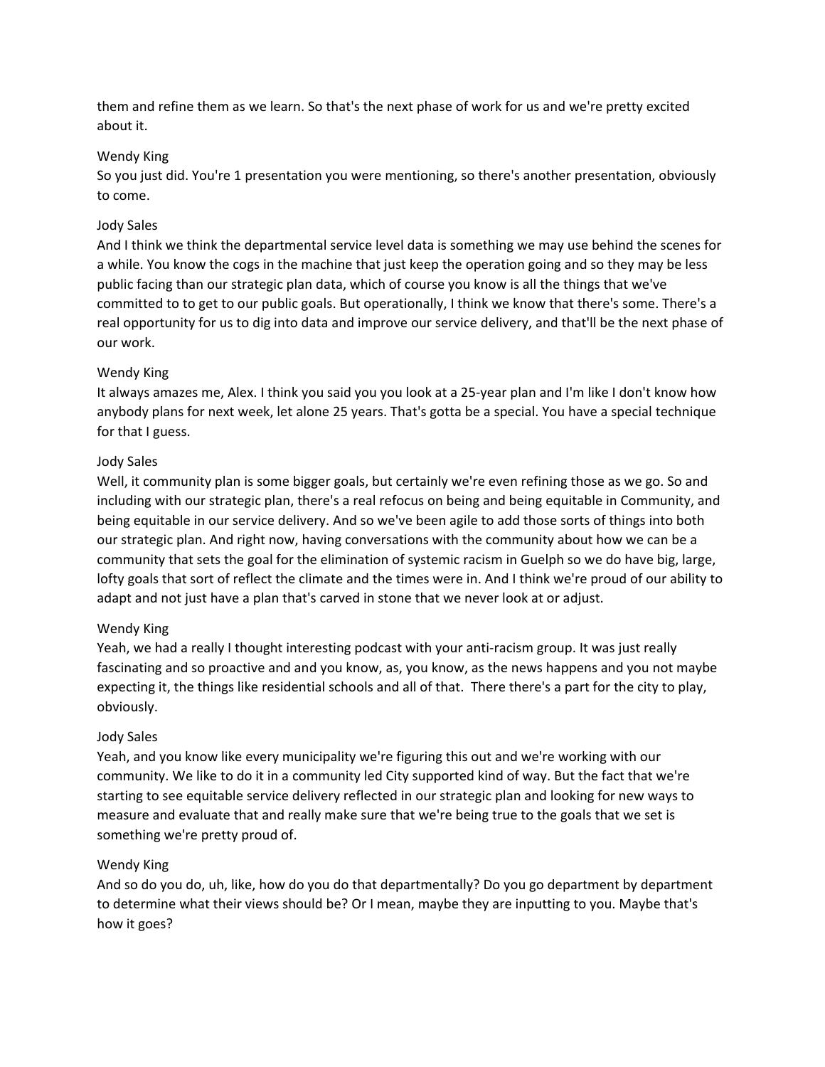them and refine them as we learn. So that's the next phase of work for us and we're pretty excited about it.

Wendy King
So you just did. You're 1 presentation you were mentioning, so there's another presentation, obviously to come.

Jody Sales
And I think we think the departmental service level data is something we may use behind the scenes for a while. You know the cogs in the machine that just keep the operation going and so they may be less public facing than our strategic plan data, which of course you know is all the things that we've committed to to get to our public goals. But operationally, I think we know that there's some. There's a real opportunity for us to dig into data and improve our service delivery, and that'll be the next phase of our work.

Wendy King
It always amazes me, Alex. I think you said you you look at a 25-year plan and I'm like I don't know how anybody plans for next week, let alone 25 years. That's gotta be a special. You have a special technique for that I guess.

Jody Sales
Well, it community plan is some bigger goals, but certainly we're even refining those as we go. So and including with our strategic plan, there's a real refocus on being and being equitable in Community, and being equitable in our service delivery. And so we've been agile to add those sorts of things into both our strategic plan. And right now, having conversations with the community about how we can be a community that sets the goal for the elimination of systemic racism in Guelph so we do have big, large, lofty goals that sort of reflect the climate and the times were in. And I think we're proud of our ability to adapt and not just have a plan that's carved in stone that we never look at or adjust.

Wendy King
Yeah, we had a really I thought interesting podcast with your anti-racism group. It was just really fascinating and so proactive and and you know, as, you know, as the news happens and you not maybe expecting it, the things like residential schools and all of that. There there's a part for the city to play, obviously.

Jody Sales
Yeah, and you know like every municipality we're figuring this out and we're working with our community. We like to do it in a community led City supported kind of way. But the fact that we're starting to see equitable service delivery reflected in our strategic plan and looking for new ways to measure and evaluate that and really make sure that we're being true to the goals that we set is something we're pretty proud of.

Wendy King
And so do you do, uh, like, how do you do that departmentally? Do you go department by department to determine what their views should be? Or I mean, maybe they are inputting to you. Maybe that's how it goes?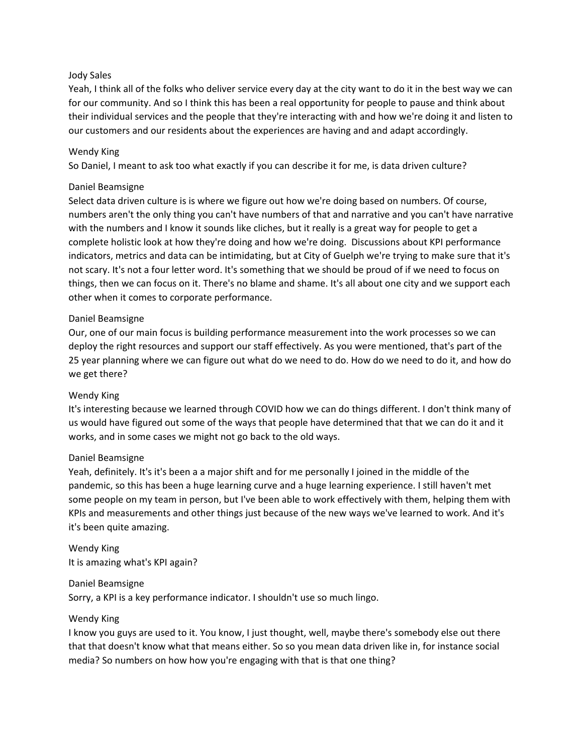Jody Sales

Yeah, I think all of the folks who deliver service every day at the city want to do it in the best way we can for our community. And so I think this has been a real opportunity for people to pause and think about their individual services and the people that they're interacting with and how we're doing it and listen to our customers and our residents about the experiences are having and and adapt accordingly.

Wendy King

So Daniel, I meant to ask too what exactly if you can describe it for me, is data driven culture?

Daniel Beamsigne

Select data driven culture is is where we figure out how we're doing based on numbers. Of course, numbers aren't the only thing you can't have numbers of that and narrative and you can't have narrative with the numbers and I know it sounds like cliches, but it really is a great way for people to get a complete holistic look at how they're doing and how we're doing. Discussions about KPI performance indicators, metrics and data can be intimidating, but at City of Guelph we're trying to make sure that it's not scary. It's not a four letter word. It's something that we should be proud of if we need to focus on things, then we can focus on it. There's no blame and shame. It's all about one city and we support each other when it comes to corporate performance.

Daniel Beamsigne

Our, one of our main focus is building performance measurement into the work processes so we can deploy the right resources and support our staff effectively. As you were mentioned, that's part of the 25 year planning where we can figure out what do we need to do. How do we need to do it, and how do we get there?

Wendy King

It's interesting because we learned through COVID how we can do things different. I don't think many of us would have figured out some of the ways that people have determined that that we can do it and it works, and in some cases we might not go back to the old ways.

Daniel Beamsigne

Yeah, definitely. It's it's been a a major shift and for me personally I joined in the middle of the pandemic, so this has been a huge learning curve and a huge learning experience. I still haven't met some people on my team in person, but I've been able to work effectively with them, helping them with KPIs and measurements and other things just because of the new ways we've learned to work. And it's it's been quite amazing.

Wendy King

It is amazing what's KPI again?

Daniel Beamsigne

Sorry, a KPI is a key performance indicator. I shouldn't use so much lingo.

Wendy King

I know you guys are used to it. You know, I just thought, well, maybe there's somebody else out there that that doesn't know what that means either. So so you mean data driven like in, for instance social media? So numbers on how how you're engaging with that is that one thing?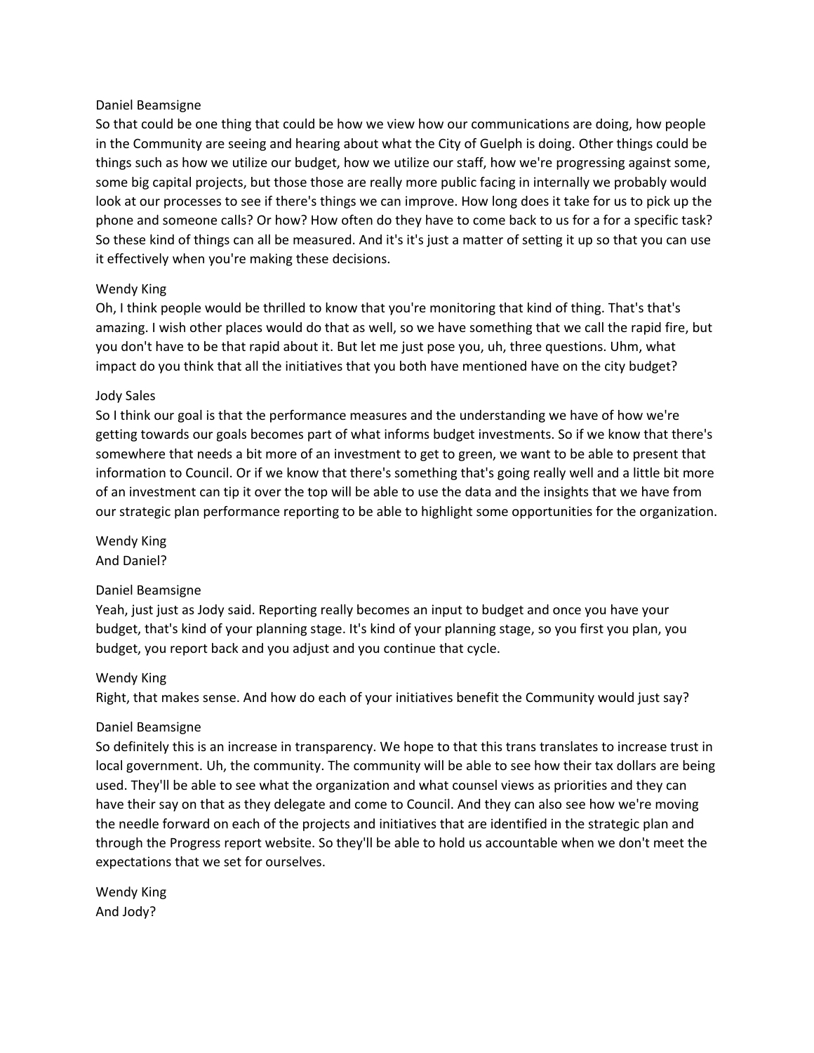Daniel Beamsigne
So that could be one thing that could be how we view how our communications are doing, how people in the Community are seeing and hearing about what the City of Guelph is doing. Other things could be things such as how we utilize our budget, how we utilize our staff, how we're progressing against some, some big capital projects, but those those are really more public facing in internally we probably would look at our processes to see if there's things we can improve. How long does it take for us to pick up the phone and someone calls? Or how? How often do they have to come back to us for a for a specific task? So these kind of things can all be measured. And it's it's just a matter of setting it up so that you can use it effectively when you're making these decisions.

Wendy King
Oh, I think people would be thrilled to know that you're monitoring that kind of thing. That's that's amazing. I wish other places would do that as well, so we have something that we call the rapid fire, but you don't have to be that rapid about it. But let me just pose you, uh, three questions. Uhm, what impact do you think that all the initiatives that you both have mentioned have on the city budget?

Jody Sales
So I think our goal is that the performance measures and the understanding we have of how we're getting towards our goals becomes part of what informs budget investments. So if we know that there's somewhere that needs a bit more of an investment to get to green, we want to be able to present that information to Council. Or if we know that there's something that's going really well and a little bit more of an investment can tip it over the top will be able to use the data and the insights that we have from our strategic plan performance reporting to be able to highlight some opportunities for the organization.

Wendy King
And Daniel?

Daniel Beamsigne
Yeah, just just as Jody said. Reporting really becomes an input to budget and once you have your budget, that's kind of your planning stage. It's kind of your planning stage, so you first you plan, you budget, you report back and you adjust and you continue that cycle.

Wendy King
Right, that makes sense. And how do each of your initiatives benefit the Community would just say?

Daniel Beamsigne
So definitely this is an increase in transparency. We hope to that this trans translates to increase trust in local government. Uh, the community. The community will be able to see how their tax dollars are being used. They'll be able to see what the organization and what counsel views as priorities and they can have their say on that as they delegate and come to Council. And they can also see how we're moving the needle forward on each of the projects and initiatives that are identified in the strategic plan and through the Progress report website. So they'll be able to hold us accountable when we don't meet the expectations that we set for ourselves.

Wendy King
And Jody?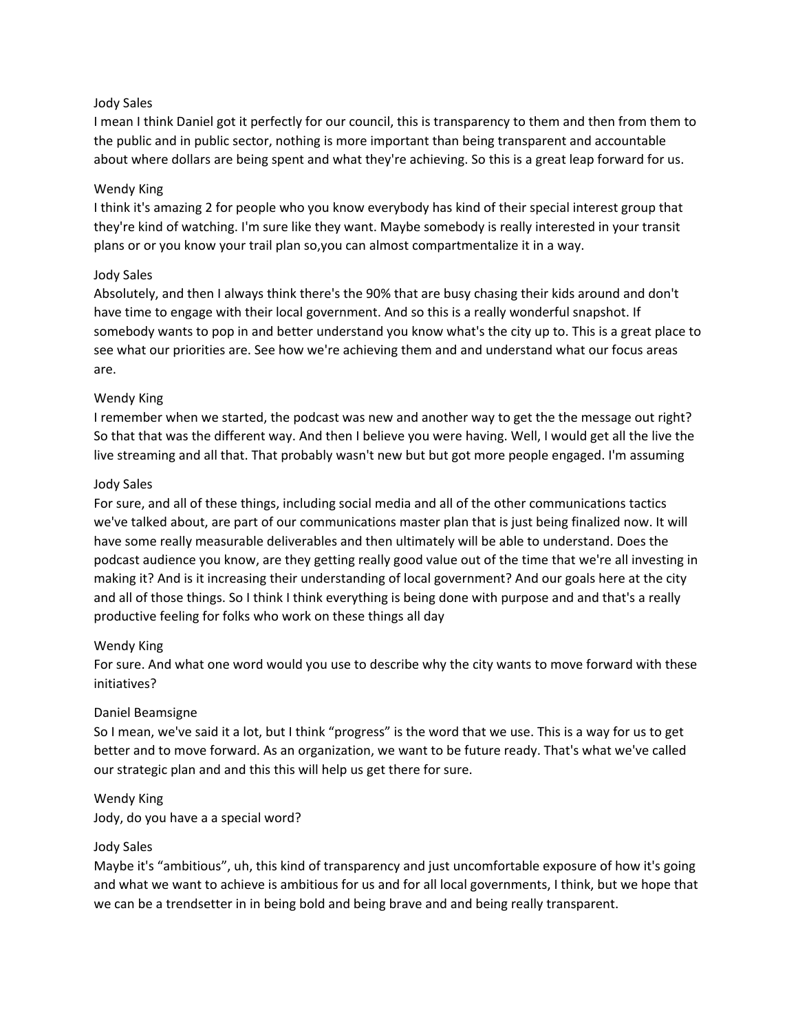Jody Sales
I mean I think Daniel got it perfectly for our council, this is transparency to them and then from them to the public and in public sector, nothing is more important than being transparent and accountable about where dollars are being spent and what they're achieving. So this is a great leap forward for us.

Wendy King
I think it's amazing 2 for people who you know everybody has kind of their special interest group that they're kind of watching. I'm sure like they want. Maybe somebody is really interested in your transit plans or or you know your trail plan so,you can almost compartmentalize it in a way.

Jody Sales
Absolutely, and then I always think there's the 90% that are busy chasing their kids around and don't have time to engage with their local government. And so this is a really wonderful snapshot. If somebody wants to pop in and better understand you know what's the city up to. This is a great place to see what our priorities are. See how we're achieving them and and understand what our focus areas are.

Wendy King
I remember when we started, the podcast was new and another way to get the the message out right? So that that was the different way. And then I believe you were having. Well, I would get all the live the live streaming and all that. That probably wasn't new but but got more people engaged. I'm assuming

Jody Sales
For sure, and all of these things, including social media and all of the other communications tactics we've talked about, are part of our communications master plan that is just being finalized now. It will have some really measurable deliverables and then ultimately will be able to understand. Does the podcast audience you know, are they getting really good value out of the time that we're all investing in making it? And is it increasing their understanding of local government? And our goals here at the city and all of those things. So I think I think everything is being done with purpose and and that's a really productive feeling for folks who work on these things all day

Wendy King
For sure. And what one word would you use to describe why the city wants to move forward with these initiatives?

Daniel Beamsigne
So I mean, we've said it a lot, but I think "progress" is the word that we use. This is a way for us to get better and to move forward. As an organization, we want to be future ready. That's what we've called our strategic plan and and this this will help us get there for sure.

Wendy King
Jody, do you have a a special word?

Jody Sales
Maybe it's "ambitious", uh, this kind of transparency and just uncomfortable exposure of how it's going and what we want to achieve is ambitious for us and for all local governments, I think, but we hope that we can be a trendsetter in in being bold and being brave and and being really transparent.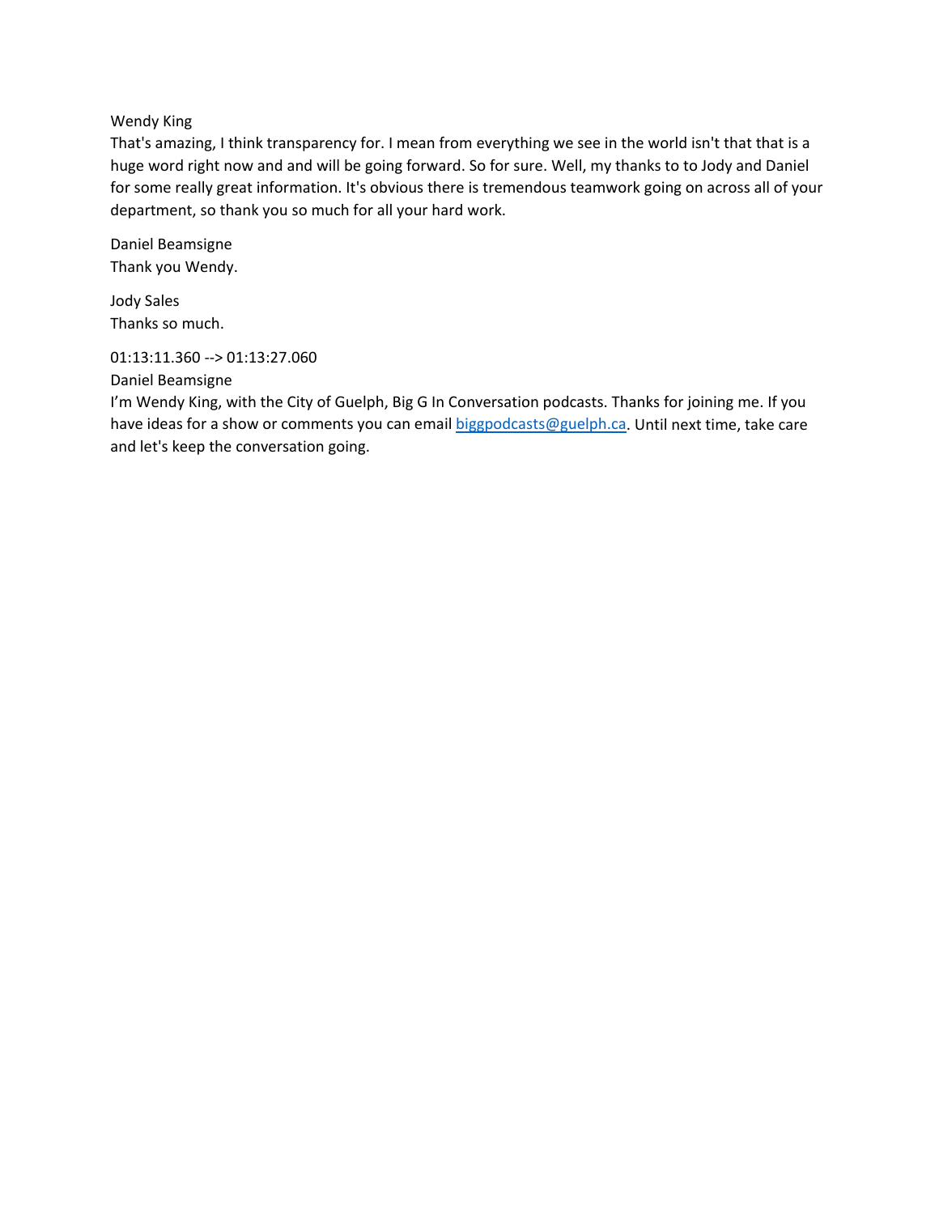Wendy King
That's amazing, I think transparency for. I mean from everything we see in the world isn't that that is a huge word right now and and will be going forward. So for sure. Well, my thanks to to Jody and Daniel for some really great information. It's obvious there is tremendous teamwork going on across all of your department, so thank you so much for all your hard work.

Daniel Beamsigne
Thank you Wendy.

Jody Sales
Thanks so much.

01:13:11.360 --> 01:13:27.060
Daniel Beamsigne
I'm Wendy King, with the City of Guelph, Big G In Conversation podcasts. Thanks for joining me. If you have ideas for a show or comments you can email [biggpodcasts@guelph.ca](mailto:biggpodcasts@guelph.ca). Until next time, take care and let's keep the conversation going.